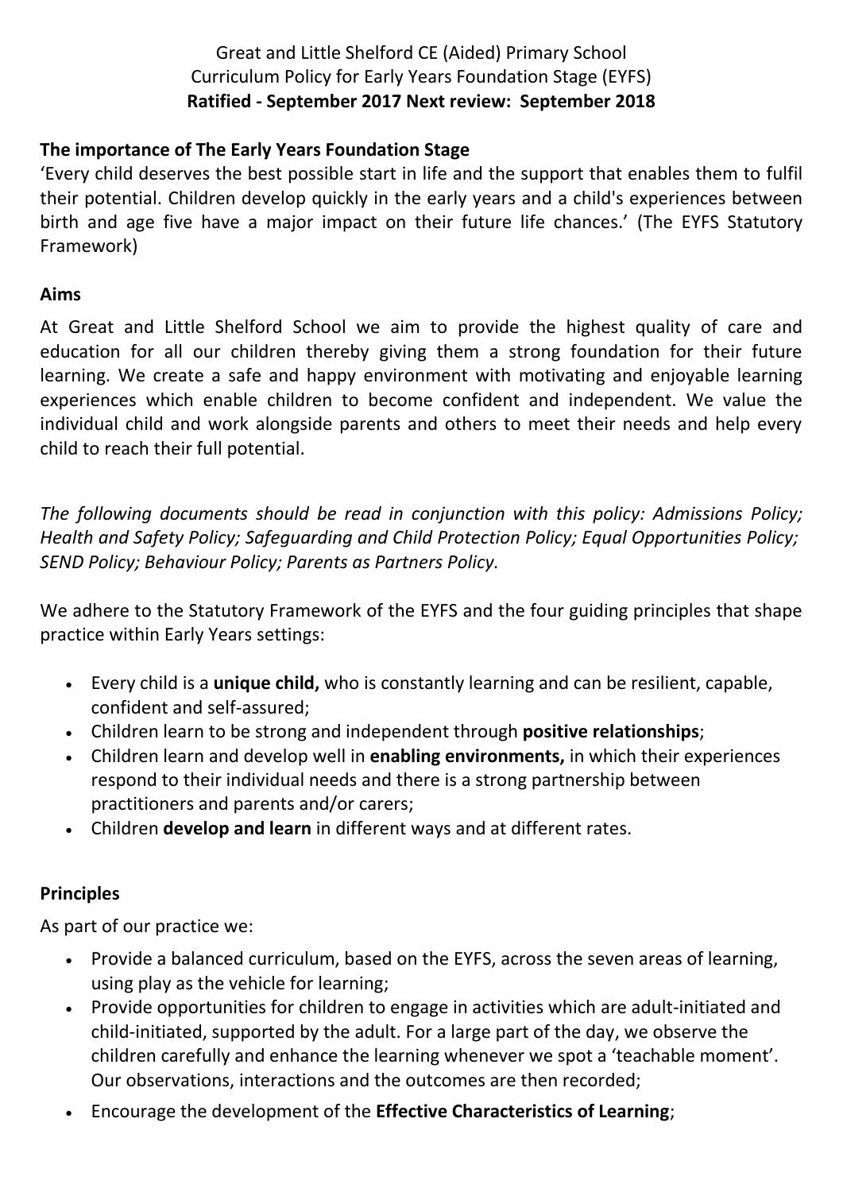Great and Little Shelford CE (Aided) Primary School
Curriculum Policy for Early Years Foundation Stage (EYFS)
**Ratified - September 2017 Next review: September 2018**

## The importance of The Early Years Foundation Stage

'Every child deserves the best possible start in life and the support that enables them to fulfil their potential. Children develop quickly in the early years and a child's experiences between birth and age five have a major impact on their future life chances.' (The EYFS Statutory Framework)

## Aims

At Great and Little Shelford School we aim to provide the highest quality of care and education for all our children thereby giving them a strong foundation for their future learning. We create a safe and happy environment with motivating and enjoyable learning experiences which enable children to become confident and independent. We value the individual child and work alongside parents and others to meet their needs and help every child to reach their full potential.

*The following documents should be read in conjunction with this policy: Admissions Policy; Health and Safety Policy; Safeguarding and Child Protection Policy; Equal Opportunities Policy; SEND Policy; Behaviour Policy; Parents as Partners Policy.*

We adhere to the Statutory Framework of the EYFS and the four guiding principles that shape practice within Early Years settings:

- Every child is a **unique child,** who is constantly learning and can be resilient, capable, confident and self-assured;
- Children learn to be strong and independent through **positive relationships**;
- Children learn and develop well in **enabling environments,** in which their experiences respond to their individual needs and there is a strong partnership between practitioners and parents and/or carers;
- Children **develop and learn** in different ways and at different rates.

## Principles

As part of our practice we:

- Provide a balanced curriculum, based on the EYFS, across the seven areas of learning, using play as the vehicle for learning;
- Provide opportunities for children to engage in activities which are adult-initiated and child-initiated, supported by the adult. For a large part of the day, we observe the children carefully and enhance the learning whenever we spot a 'teachable moment'. Our observations, interactions and the outcomes are then recorded;
- Encourage the development of the **Effective Characteristics of Learning**;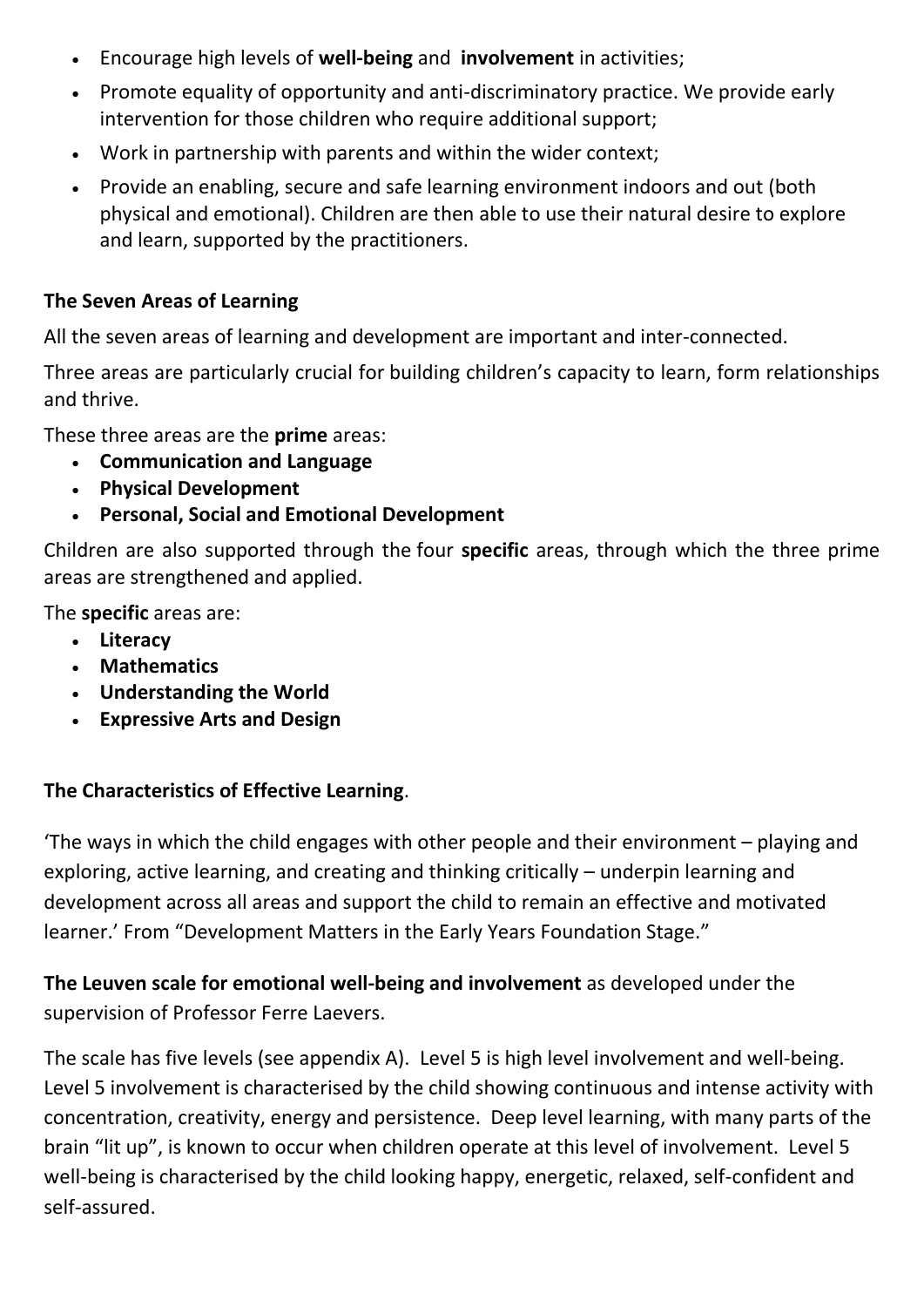- Encourage high levels of **well-being** and **involvement** in activities;
- Promote equality of opportunity and anti-discriminatory practice. We provide early intervention for those children who require additional support;
- Work in partnership with parents and within the wider context;
- Provide an enabling, secure and safe learning environment indoors and out (both physical and emotional). Children are then able to use their natural desire to explore and learn, supported by the practitioners.

**The Seven Areas of Learning**

All the seven areas of learning and development are important and inter-connected.

Three areas are particularly crucial for building children's capacity to learn, form relationships and thrive.

These three areas are the **prime** areas:

- **Communication and Language**
- **Physical Development**
- **Personal, Social and Emotional Development**

Children are also supported through the four **specific** areas, through which the three prime areas are strengthened and applied.

The **specific** areas are:

- **Literacy**
- **Mathematics**
- **Understanding the World**
- **Expressive Arts and Design**

**The Characteristics of Effective Learning**.

'The ways in which the child engages with other people and their environment – playing and exploring, active learning, and creating and thinking critically – underpin learning and development across all areas and support the child to remain an effective and motivated learner.' From "Development Matters in the Early Years Foundation Stage."

**The Leuven scale for emotional well-being and involvement** as developed under the supervision of Professor Ferre Laevers.

The scale has five levels (see appendix A). Level 5 is high level involvement and well-being. Level 5 involvement is characterised by the child showing continuous and intense activity with concentration, creativity, energy and persistence. Deep level learning, with many parts of the brain "lit up", is known to occur when children operate at this level of involvement. Level 5 well-being is characterised by the child looking happy, energetic, relaxed, self-confident and self-assured.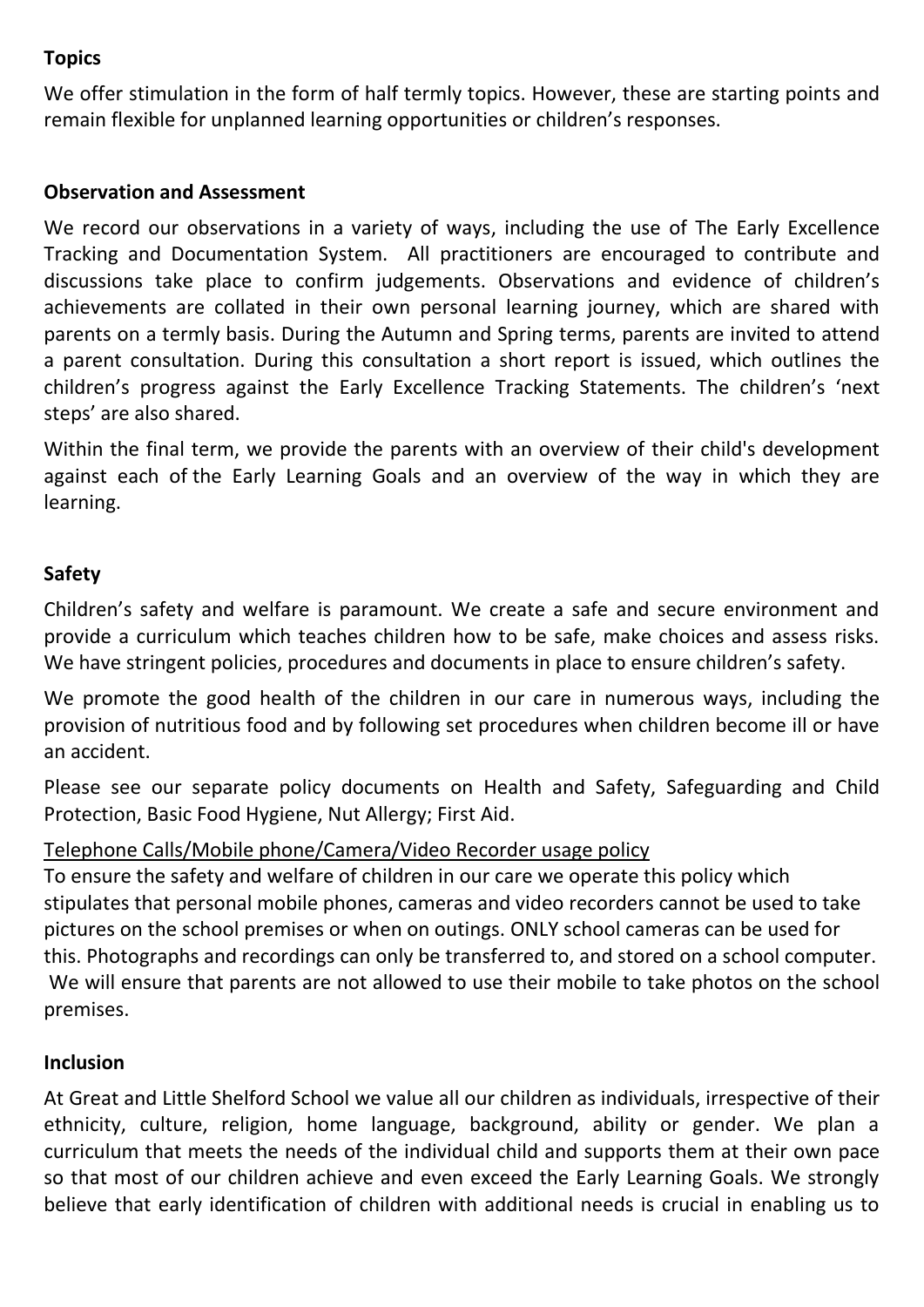**Topics**

We offer stimulation in the form of half termly topics. However, these are starting points and remain flexible for unplanned learning opportunities or children's responses.

**Observation and Assessment**

We record our observations in a variety of ways, including the use of The Early Excellence Tracking and Documentation System. All practitioners are encouraged to contribute and discussions take place to confirm judgements. Observations and evidence of children's achievements are collated in their own personal learning journey, which are shared with parents on a termly basis. During the Autumn and Spring terms, parents are invited to attend a parent consultation. During this consultation a short report is issued, which outlines the children's progress against the Early Excellence Tracking Statements. The children's 'next steps' are also shared.

Within the final term, we provide the parents with an overview of their child's development against each of the Early Learning Goals and an overview of the way in which they are learning.

**Safety**

Children's safety and welfare is paramount. We create a safe and secure environment and provide a curriculum which teaches children how to be safe, make choices and assess risks. We have stringent policies, procedures and documents in place to ensure children's safety.

We promote the good health of the children in our care in numerous ways, including the provision of nutritious food and by following set procedures when children become ill or have an accident.

Please see our separate policy documents on Health and Safety, Safeguarding and Child Protection, Basic Food Hygiene, Nut Allergy; First Aid.

<u>Telephone Calls/Mobile phone/Camera/Video Recorder usage policy</u>

To ensure the safety and welfare of children in our care we operate this policy which stipulates that personal mobile phones, cameras and video recorders cannot be used to take pictures on the school premises or when on outings. ONLY school cameras can be used for this. Photographs and recordings can only be transferred to, and stored on a school computer. We will ensure that parents are not allowed to use their mobile to take photos on the school premises.

**Inclusion**

At Great and Little Shelford School we value all our children as individuals, irrespective of their ethnicity, culture, religion, home language, background, ability or gender. We plan a curriculum that meets the needs of the individual child and supports them at their own pace so that most of our children achieve and even exceed the Early Learning Goals. We strongly believe that early identification of children with additional needs is crucial in enabling us to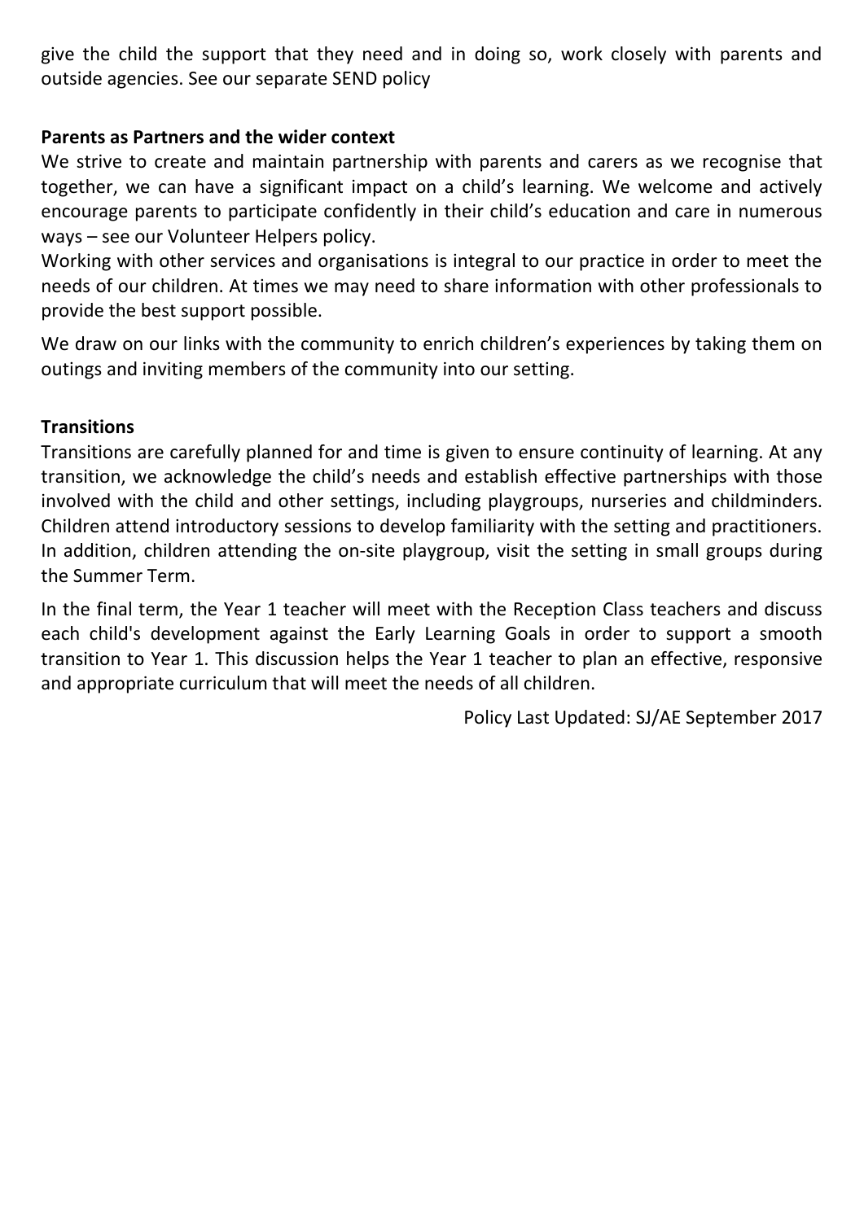give the child the support that they need and in doing so, work closely with parents and outside agencies. See our separate SEND policy

**Parents as Partners and the wider context**

We strive to create and maintain partnership with parents and carers as we recognise that together, we can have a significant impact on a child's learning. We welcome and actively encourage parents to participate confidently in their child's education and care in numerous ways – see our Volunteer Helpers policy.

Working with other services and organisations is integral to our practice in order to meet the needs of our children. At times we may need to share information with other professionals to provide the best support possible.

We draw on our links with the community to enrich children's experiences by taking them on outings and inviting members of the community into our setting.

**Transitions**

Transitions are carefully planned for and time is given to ensure continuity of learning. At any transition, we acknowledge the child's needs and establish effective partnerships with those involved with the child and other settings, including playgroups, nurseries and childminders. Children attend introductory sessions to develop familiarity with the setting and practitioners. In addition, children attending the on-site playgroup, visit the setting in small groups during the Summer Term.

In the final term, the Year 1 teacher will meet with the Reception Class teachers and discuss each child's development against the Early Learning Goals in order to support a smooth transition to Year 1. This discussion helps the Year 1 teacher to plan an effective, responsive and appropriate curriculum that will meet the needs of all children.

Policy Last Updated: SJ/AE September 2017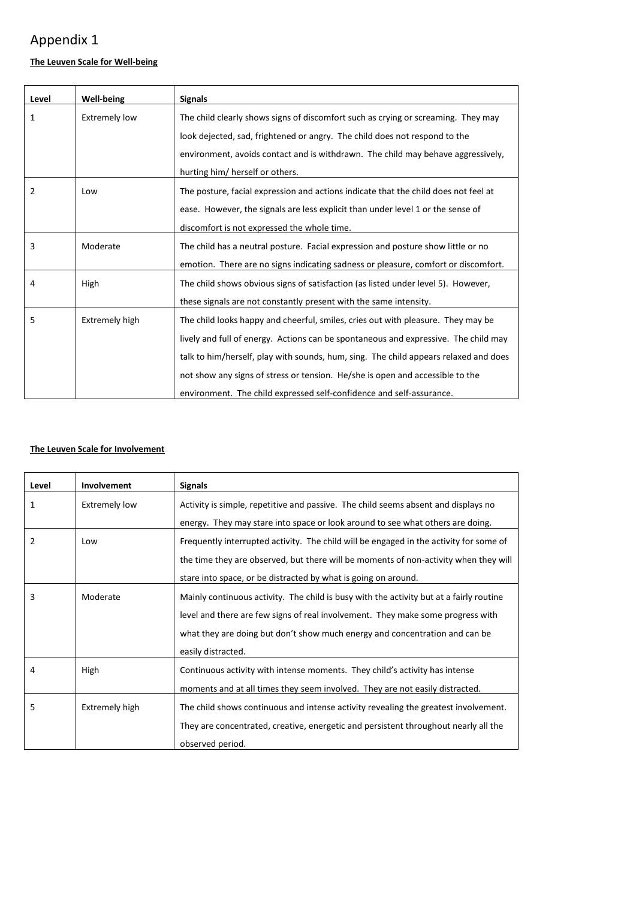# Appendix 1

**The Leuven Scale for Well-being**

| Level | Well-being | Signals |
|---|---|---|
| 1 | Extremely low | The child clearly shows signs of discomfort such as crying or screaming. They may look dejected, sad, frightened or angry. The child does not respond to the environment, avoids contact and is withdrawn. The child may behave aggressively, hurting him/ herself or others. |
| 2 | Low | The posture, facial expression and actions indicate that the child does not feel at ease. However, the signals are less explicit than under level 1 or the sense of discomfort is not expressed the whole time. |
| 3 | Moderate | The child has a neutral posture. Facial expression and posture show little or no emotion. There are no signs indicating sadness or pleasure, comfort or discomfort. |
| 4 | High | The child shows obvious signs of satisfaction (as listed under level 5). However, these signals are not constantly present with the same intensity. |
| 5 | Extremely high | The child looks happy and cheerful, smiles, cries out with pleasure. They may be lively and full of energy. Actions can be spontaneous and expressive. The child may talk to him/herself, play with sounds, hum, sing. The child appears relaxed and does not show any signs of stress or tension. He/she is open and accessible to the environment. The child expressed self-confidence and self-assurance. |

**The Leuven Scale for Involvement**

| Level | Involvement | Signals |
|---|---|---|
| 1 | Extremely low | Activity is simple, repetitive and passive. The child seems absent and displays no energy. They may stare into space or look around to see what others are doing. |
| 2 | Low | Frequently interrupted activity. The child will be engaged in the activity for some of the time they are observed, but there will be moments of non-activity when they will stare into space, or be distracted by what is going on around. |
| 3 | Moderate | Mainly continuous activity. The child is busy with the activity but at a fairly routine level and there are few signs of real involvement. They make some progress with what they are doing but don't show much energy and concentration and can be easily distracted. |
| 4 | High | Continuous activity with intense moments. They child's activity has intense moments and at all times they seem involved. They are not easily distracted. |
| 5 | Extremely high | The child shows continuous and intense activity revealing the greatest involvement. They are concentrated, creative, energetic and persistent throughout nearly all the observed period. |